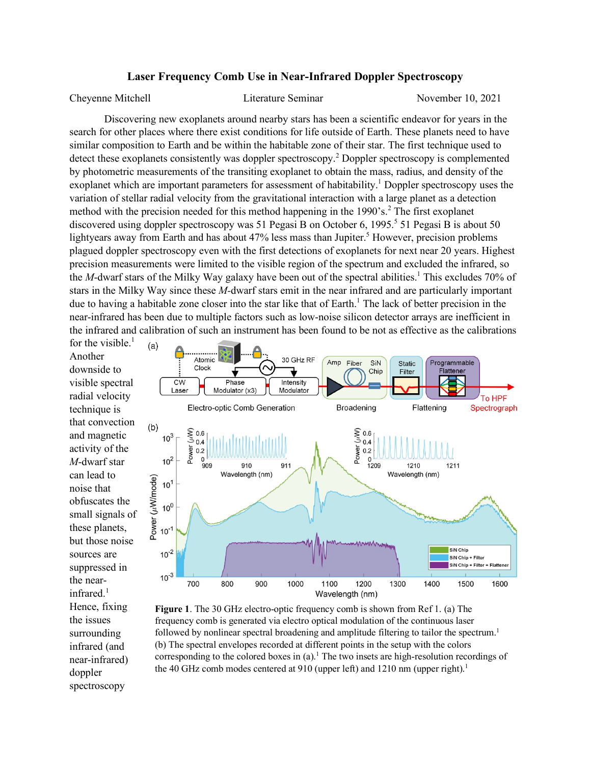# Laser Frequency Comb Use in Near-Infrared Doppler Spectroscopy

Cheyenne Mitchell          Literature Seminar          November 10, 2021

Discovering new exoplanets around nearby stars has been a scientific endeavor for years in the search for other places where there exist conditions for life outside of Earth. These planets need to have similar composition to Earth and be within the habitable zone of their star. The first technique used to detect these exoplanets consistently was doppler spectroscopy.[2] Doppler spectroscopy is complemented by photometric measurements of the transiting exoplanet to obtain the mass, radius, and density of the exoplanet which are important parameters for assessment of habitability.[1] Doppler spectroscopy uses the variation of stellar radial velocity from the gravitational interaction with a large planet as a detection method with the precision needed for this method happening in the 1990's.[2] The first exoplanet discovered using doppler spectroscopy was 51 Pegasi B on October 6, 1995.[5] 51 Pegasi B is about 50 lightyears away from Earth and has about 47% less mass than Jupiter.[5] However, precision problems plagued doppler spectroscopy even with the first detections of exoplanets for next near 20 years. Highest precision measurements were limited to the visible region of the spectrum and excluded the infrared, so the *M*-dwarf stars of the Milky Way galaxy have been out of the spectral abilities.[1] This excludes 70% of stars in the Milky Way since these *M*-dwarf stars emit in the near infrared and are particularly important due to having a habitable zone closer into the star like that of Earth.[1] The lack of better precision in the near-infrared has been due to multiple factors such as low-noise silicon detector arrays are inefficient in the infrared and calibration of such an instrument has been found to be not as effective as the calibrations for the visible.[1] Another downside to visible spectral radial velocity technique is that convection and magnetic activity of the *M*-dwarf star can lead to noise that obfuscates the small signals of these planets, but those noise sources are suppressed in the near-infrared.[1] Hence, fixing the issues surrounding infrared (and near-infrared) doppler spectroscopy

**Figure 1**. The 30 GHz electro-optic frequency comb is shown from Ref 1. (a) The frequency comb is generated via electro optical modulation of the continuous laser followed by nonlinear spectral broadening and amplitude filtering to tailor the spectrum.[1] (b) The spectral envelopes recorded at different points in the setup with the colors corresponding to the colored boxes in (a).[1] The two insets are high-resolution recordings of the 40 GHz comb modes centered at 910 (upper left) and 1210 nm (upper right).[1]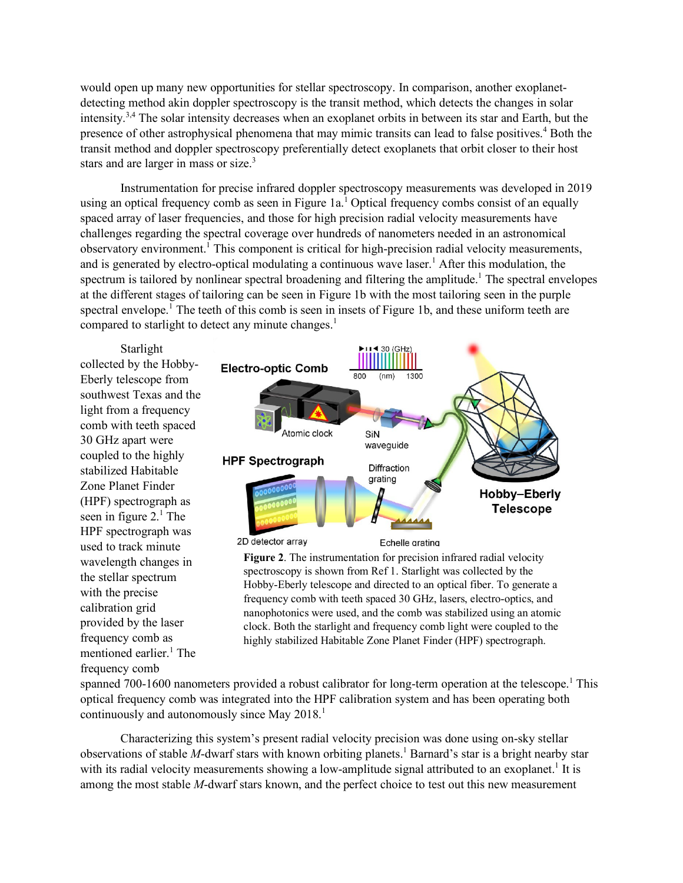would open up many new opportunities for stellar spectroscopy. In comparison, another exoplanet-detecting method akin doppler spectroscopy is the transit method, which detects the changes in solar intensity.[3,4] The solar intensity decreases when an exoplanet orbits in between its star and Earth, but the presence of other astrophysical phenomena that may mimic transits can lead to false positives.[4] Both the transit method and doppler spectroscopy preferentially detect exoplanets that orbit closer to their host stars and are larger in mass or size.[3]

Instrumentation for precise infrared doppler spectroscopy measurements was developed in 2019 using an optical frequency comb as seen in Figure 1a.[1] Optical frequency combs consist of an equally spaced array of laser frequencies, and those for high precision radial velocity measurements have challenges regarding the spectral coverage over hundreds of nanometers needed in an astronomical observatory environment.[1] This component is critical for high-precision radial velocity measurements, and is generated by electro-optical modulating a continuous wave laser.[1] After this modulation, the spectrum is tailored by nonlinear spectral broadening and filtering the amplitude.[1] The spectral envelopes at the different stages of tailoring can be seen in Figure 1b with the most tailoring seen in the purple spectral envelope.[1] The teeth of this comb is seen in insets of Figure 1b, and these uniform teeth are compared to starlight to detect any minute changes.[1]

Starlight collected by the Hobby-Eberly telescope from southwest Texas and the light from a frequency comb with teeth spaced 30 GHz apart were coupled to the highly stabilized Habitable Zone Planet Finder (HPF) spectrograph as seen in figure 2.[1] The HPF spectrograph was used to track minute wavelength changes in the stellar spectrum with the precise calibration grid provided by the laser frequency comb as mentioned earlier.[1] The frequency comb spanned 700-1600 nanometers provided a robust calibrator for long-term operation at the telescope.[1] This optical frequency comb was integrated into the HPF calibration system and has been operating both continuously and autonomously since May 2018.[1]

**Figure 2**. The instrumentation for precision infrared radial velocity spectroscopy is shown from Ref 1. Starlight was collected by the Hobby-Eberly telescope and directed to an optical fiber. To generate a frequency comb with teeth spaced 30 GHz, lasers, electro-optics, and nanophotonics were used, and the comb was stabilized using an atomic clock. Both the starlight and frequency comb light were coupled to the highly stabilized Habitable Zone Planet Finder (HPF) spectrograph.

Characterizing this system's present radial velocity precision was done using on-sky stellar observations of stable *M*-dwarf stars with known orbiting planets.[1] Barnard's star is a bright nearby star with its radial velocity measurements showing a low-amplitude signal attributed to an exoplanet.[1] It is among the most stable *M*-dwarf stars known, and the perfect choice to test out this new measurement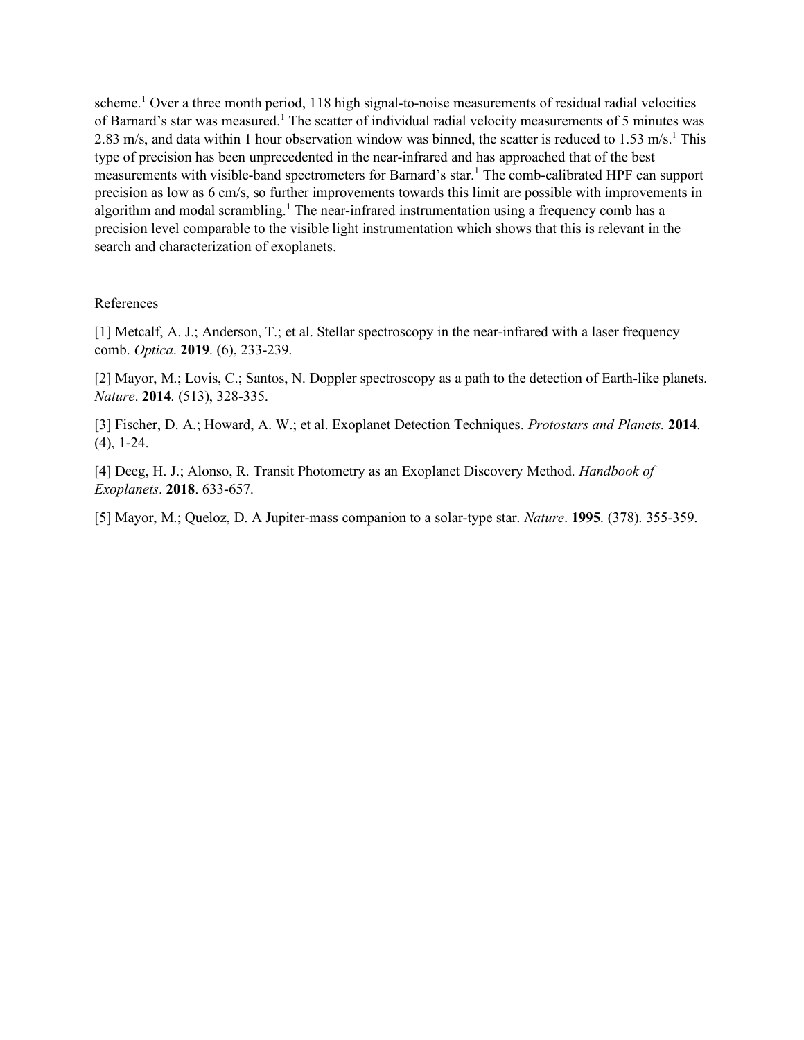scheme.[1] Over a three month period, 118 high signal-to-noise measurements of residual radial velocities of Barnard's star was measured.[1] The scatter of individual radial velocity measurements of 5 minutes was 2.83 m/s, and data within 1 hour observation window was binned, the scatter is reduced to 1.53 m/s.[1] This type of precision has been unprecedented in the near-infrared and has approached that of the best measurements with visible-band spectrometers for Barnard's star.[1] The comb-calibrated HPF can support precision as low as 6 cm/s, so further improvements towards this limit are possible with improvements in algorithm and modal scrambling.[1] The near-infrared instrumentation using a frequency comb has a precision level comparable to the visible light instrumentation which shows that this is relevant in the search and characterization of exoplanets.

References

[1] Metcalf, A. J.; Anderson, T.; et al. Stellar spectroscopy in the near-infrared with a laser frequency comb. *Optica*. **2019**. (6), 233-239.

[2] Mayor, M.; Lovis, C.; Santos, N. Doppler spectroscopy as a path to the detection of Earth-like planets. *Nature*. **2014**. (513), 328-335.

[3] Fischer, D. A.; Howard, A. W.; et al. Exoplanet Detection Techniques. *Protostars and Planets.* **2014**. (4), 1-24.

[4] Deeg, H. J.; Alonso, R. Transit Photometry as an Exoplanet Discovery Method. *Handbook of Exoplanets*. **2018**. 633-657.

[5] Mayor, M.; Queloz, D. A Jupiter-mass companion to a solar-type star. *Nature*. **1995**. (378). 355-359.